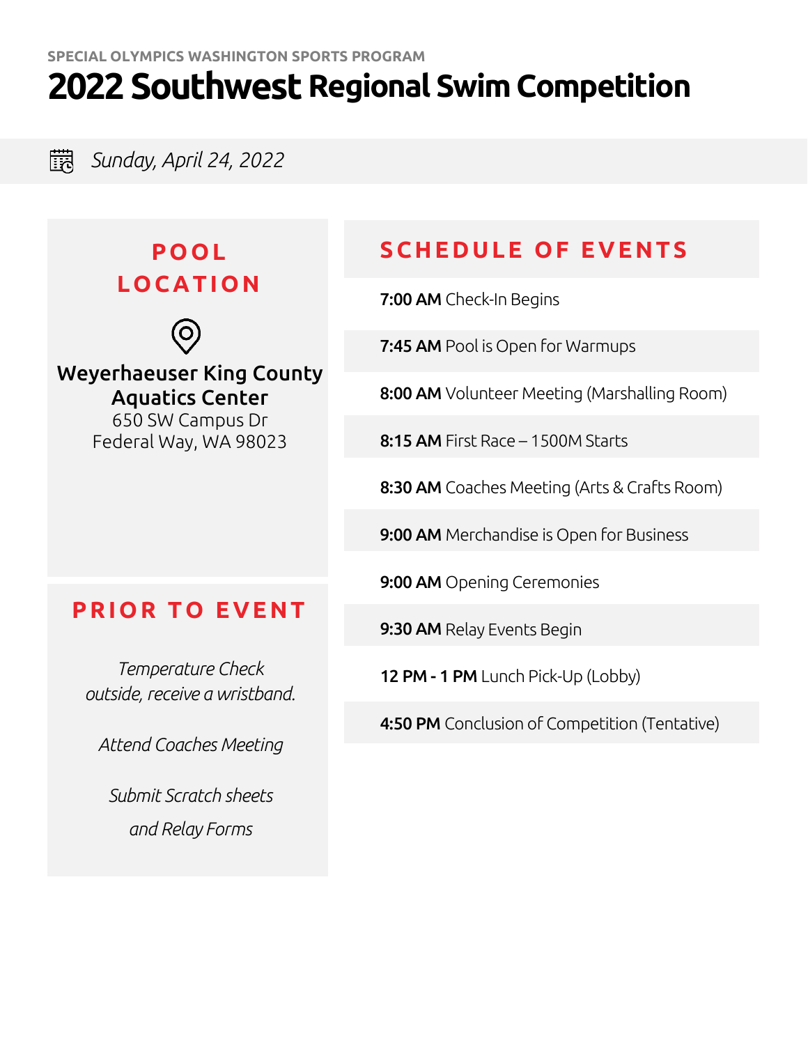SPECIAL OLYMPICS WASHINGTON SPORTS PROGRAM

# 2022 Southwest Regional Swim Competition

*Sunday, April 24, 2022*

## POOL LOCATION

**Weyerhaeuser King County Aquatics Center**
650 SW Campus Dr
Federal Way, WA 98023

## PRIOR TO EVENT

*Temperature Check outside, receive a wristband.*

*Attend Coaches Meeting*

*Submit Scratch sheets and Relay Forms*

## SCHEDULE OF EVENTS

**7:00 AM** Check-In Begins

**7:45 AM** Pool is Open for Warmups

**8:00 AM** Volunteer Meeting (Marshalling Room)

**8:15 AM** First Race – 1500M Starts

**8:30 AM** Coaches Meeting (Arts & Crafts Room)

**9:00 AM** Merchandise is Open for Business

**9:00 AM** Opening Ceremonies

**9:30 AM** Relay Events Begin

**12 PM - 1 PM** Lunch Pick-Up (Lobby)

**4:50 PM** Conclusion of Competition (Tentative)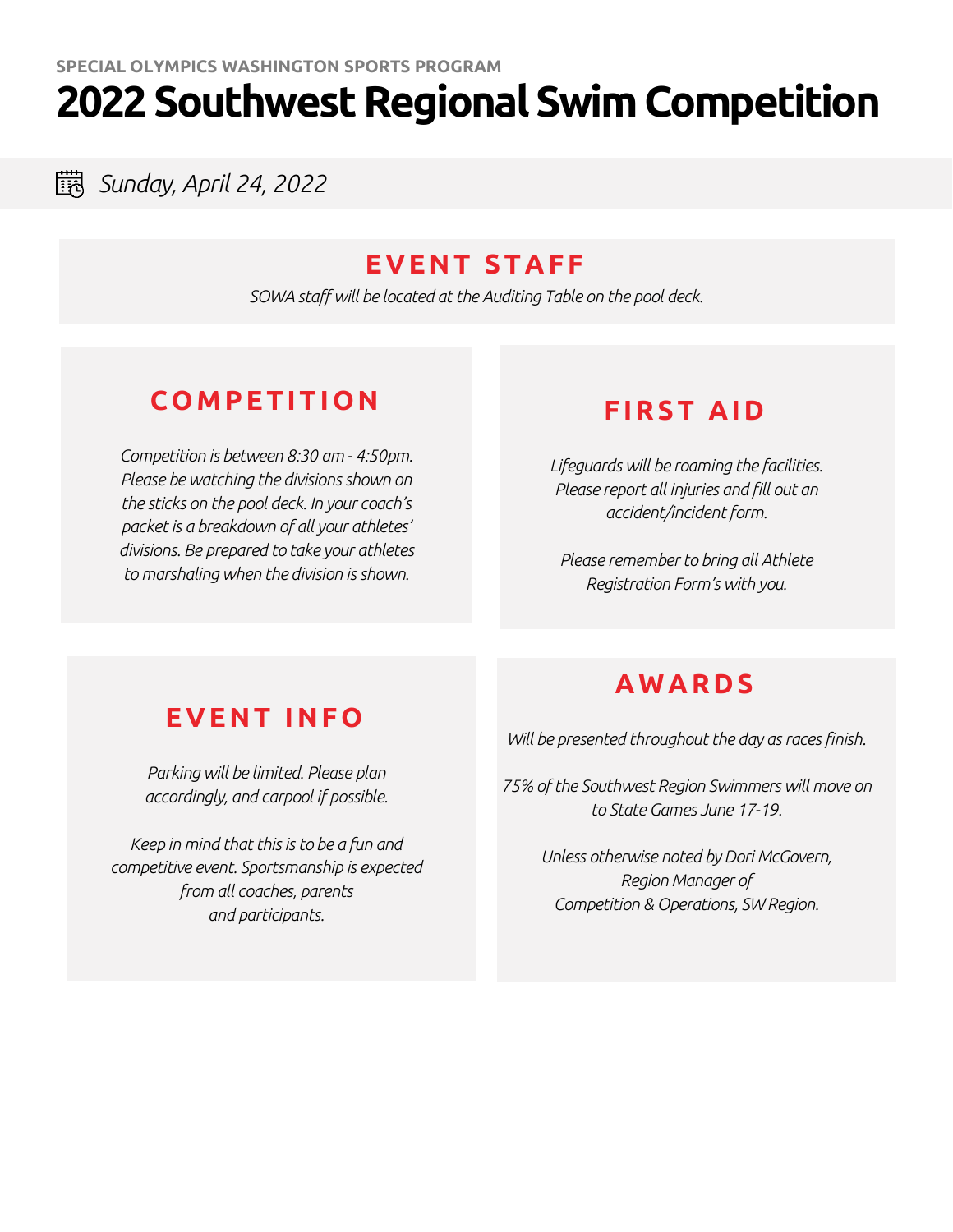SPECIAL OLYMPICS WASHINGTON SPORTS PROGRAM

# 2022 Southwest Regional Swim Competition

*Sunday, April 24, 2022*

## EVENT STAFF

*SOWA staff will be located at the Auditing Table on the pool deck.*

## COMPETITION

*Competition is between 8:30 am - 4:50pm. Please be watching the divisions shown on the sticks on the pool deck. In your coach's packet is a breakdown of all your athletes' divisions. Be prepared to take your athletes to marshaling when the division is shown.*

## FIRST AID

*Lifeguards will be roaming the facilities. Please report all injuries and fill out an accident/incident form.*

*Please remember to bring all Athlete Registration Form's with you.*

## EVENT INFO

*Parking will be limited. Please plan accordingly, and carpool if possible.*

*Keep in mind that this is to be a fun and competitive event. Sportsmanship is expected from all coaches, parents and participants.*

## AWARDS

*Will be presented throughout the day as races finish.*

*75% of the Southwest Region Swimmers will move on to State Games June 17-19.*

*Unless otherwise noted by Dori McGovern, Region Manager of Competition & Operations, SW Region.*